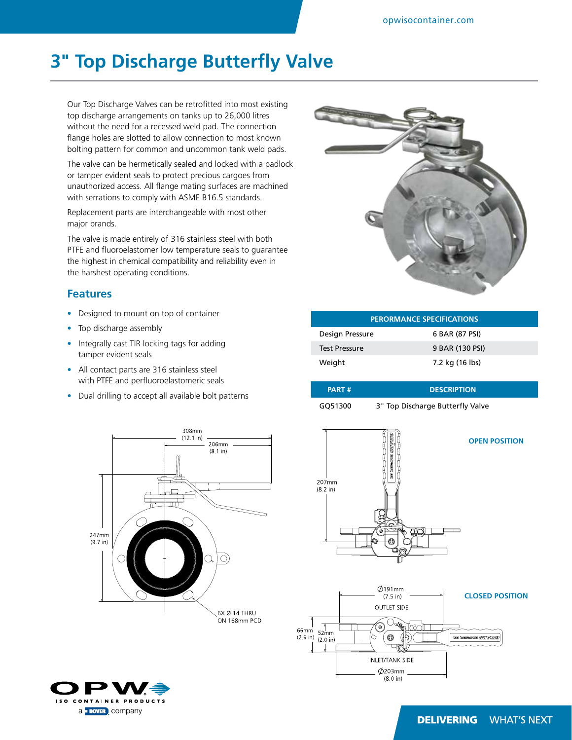# 3" Top Discharge Butterfly Valve

Our Top Discharge Valves can be retrofitted into most existing top discharge arrangements on tanks up to 26,000 litres without the need for a recessed weld pad. The connection flange holes are slotted to allow connection to most known bolting pattern for common and uncommon tank weld pads.

The valve can be hermetically sealed and locked with a padlock or tamper evident seals to protect precious cargoes from unauthorized access. All flange mating surfaces are machined with serrations to comply with ASME B16.5 standards.

Replacement parts are interchangeable with most other major brands.

The valve is made entirely of 316 stainless steel with both PTFE and fluoroelastomer low temperature seals to guarantee the highest in chemical compatibility and reliability even in the harshest operating conditions.

## Features

- Designed to mount on top of container
- Top discharge assembly
- Integrally cast TIR locking tags for adding tamper evident seals
- All contact parts are 316 stainless steel with PTFE and perfluoroelastomeric seals
- Dual drilling to accept all available bolt patterns

| PERORMANCE SPECIFICATIONS | |
|---|---|
| Design Pressure | 6 BAR (87 PSI) |
| Test Pressure | 9 BAR (130 PSI) |
| Weight | 7.2 kg (16 lbs) |

| PART # | DESCRIPTION |
|---|---|
| GQ51300 | 3" Top Discharge Butterfly Valve |

308mm (12.1 in)
206mm (8.1 in)
247mm (9.7 in)
6X Ø 14 THRU ON 168mm PCD

**OPEN POSITION**

207mm (8.2 in)

**CLOSED POSITION**

Ø191mm (7.5 in)
OUTLET SIDE
66mm (2.6 in)
52mm (2.0 in)
INLET/TANK SIDE
Ø203mm (8.0 in)

OPW ISO CONTAINER PRODUCTS
a DOVER company

**DELIVERING** WHAT'S NEXT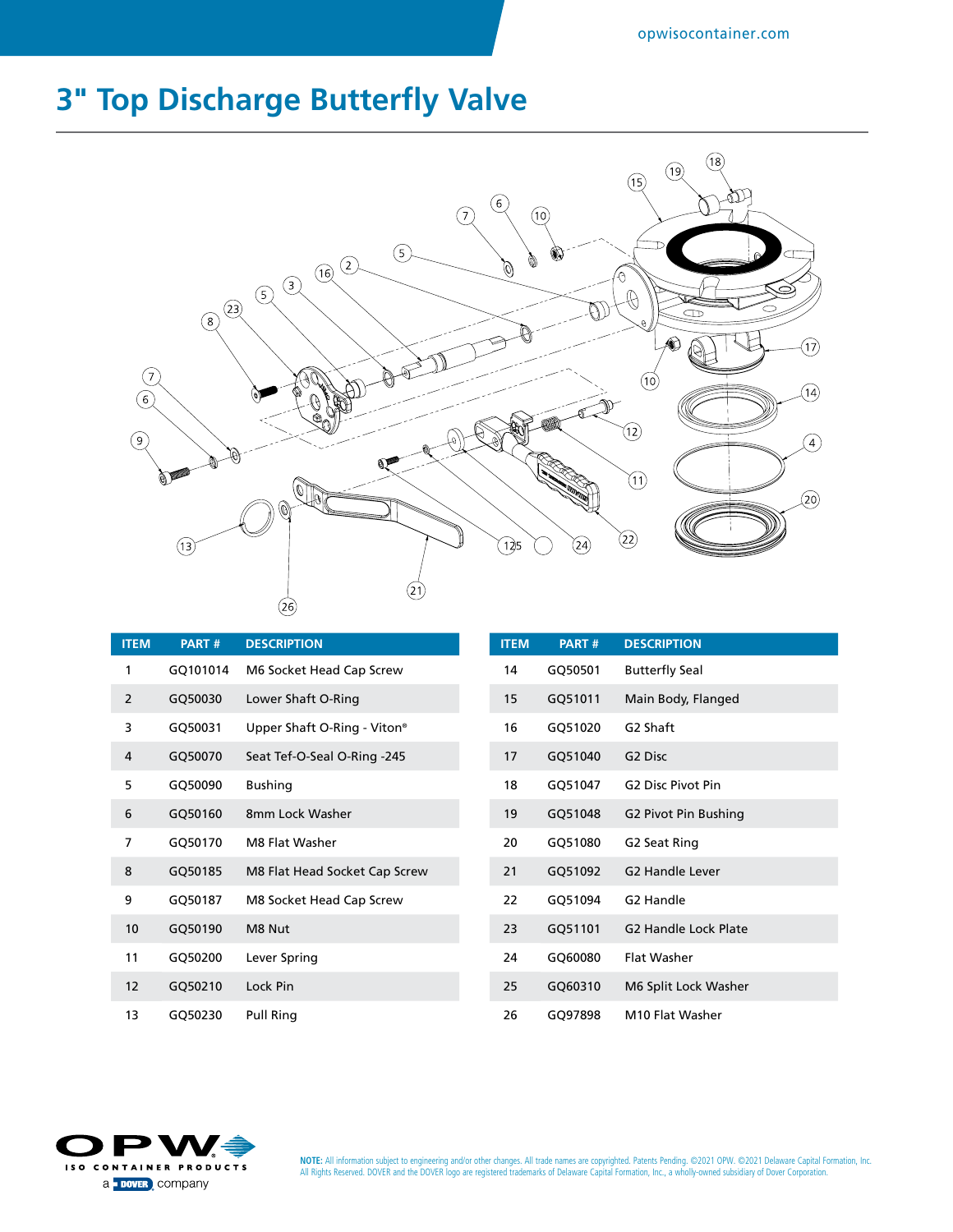# 3" Top Discharge Butterfly Valve

| ITEM | PART # | DESCRIPTION |
|---|---|---|
| 1 | GQ101014 | M6 Socket Head Cap Screw |
| 2 | GQ50030 | Lower Shaft O-Ring |
| 3 | GQ50031 | Upper Shaft O-Ring - Viton® |
| 4 | GQ50070 | Seat Tef-O-Seal O-Ring -245 |
| 5 | GQ50090 | Bushing |
| 6 | GQ50160 | 8mm Lock Washer |
| 7 | GQ50170 | M8 Flat Washer |
| 8 | GQ50185 | M8 Flat Head Socket Cap Screw |
| 9 | GQ50187 | M8 Socket Head Cap Screw |
| 10 | GQ50190 | M8 Nut |
| 11 | GQ50200 | Lever Spring |
| 12 | GQ50210 | Lock Pin |
| 13 | GQ50230 | Pull Ring |
| 14 | GQ50501 | Butterfly Seal |
| 15 | GQ51011 | Main Body, Flanged |
| 16 | GQ51020 | G2 Shaft |
| 17 | GQ51040 | G2 Disc |
| 18 | GQ51047 | G2 Disc Pivot Pin |
| 19 | GQ51048 | G2 Pivot Pin Bushing |
| 20 | GQ51080 | G2 Seat Ring |
| 21 | GQ51092 | G2 Handle Lever |
| 22 | GQ51094 | G2 Handle |
| 23 | GQ51101 | G2 Handle Lock Plate |
| 24 | GQ60080 | Flat Washer |
| 25 | GQ60310 | M6 Split Lock Washer |
| 26 | GQ97898 | M10 Flat Washer |

**NOTE:** All information subject to engineering and/or other changes. All trade names are copyrighted. Patents Pending. ©2021 OPW. ©2021 Delaware Capital Formation, Inc. All Rights Reserved. DOVER and the DOVER logo are registered trademarks of Delaware Capital Formation, Inc., a wholly-owned subsidiary of Dover Corporation.